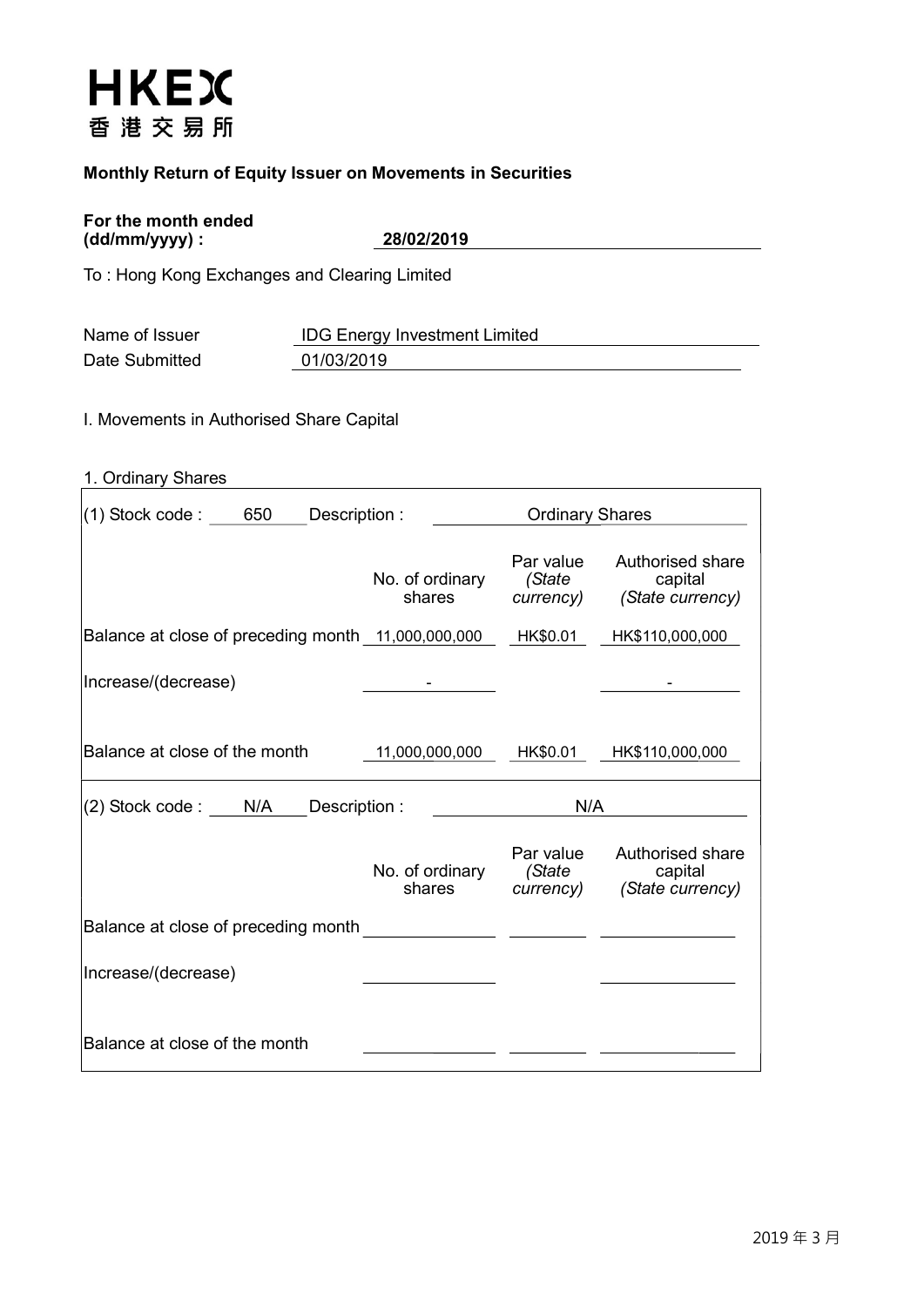HKEX
香港交易所

**Monthly Return of Equity Issuer on Movements in Securities**

**For the month ended (dd/mm/yyyy) :** **28/02/2019**

To : Hong Kong Exchanges and Clearing Limited

Name of Issuer: IDG Energy Investment Limited

Date Submitted: 01/03/2019

I. Movements in Authorised Share Capital

1. Ordinary Shares

(1) Stock code : 650 Description : Ordinary Shares

| | No. of ordinary shares | Par value *(State currency)* | Authorised share capital *(State currency)* |
|---|---|---|---|
| Balance at close of preceding month | 11,000,000,000 | HK$0.01 | HK$110,000,000 |
| Increase/(decrease) | - | | - |
| Balance at close of the month | 11,000,000,000 | HK$0.01 | HK$110,000,000 |

(2) Stock code : N/A Description : N/A

| | No. of ordinary shares | Par value *(State currency)* | Authorised share capital *(State currency)* |
|---|---|---|---|
| Balance at close of preceding month | | | |
| Increase/(decrease) | | | |
| Balance at close of the month | | | |

2019 年 3 月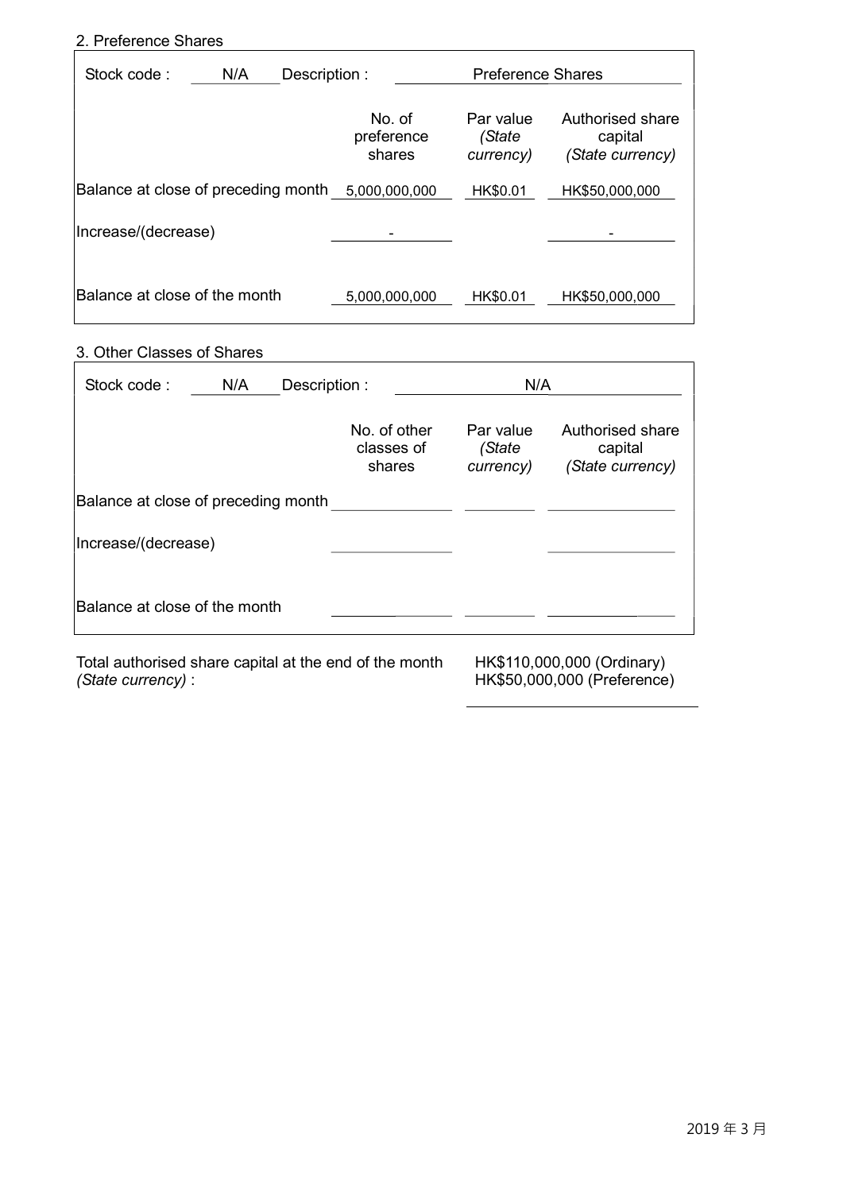2. Preference Shares

| Stock code : N/A | Description : Preference Shares | | |
|---|---|---|---|
| | No. of preference shares | Par value *(State currency)* | Authorised share capital *(State currency)* |
| Balance at close of preceding month | 5,000,000,000 | HK$0.01 | HK$50,000,000 |
| Increase/(decrease) | - | | - |
| Balance at close of the month | 5,000,000,000 | HK$0.01 | HK$50,000,000 |

3. Other Classes of Shares

| Stock code : N/A | Description : N/A | | |
|---|---|---|---|
| | No. of other classes of shares | Par value *(State currency)* | Authorised share capital *(State currency)* |
| Balance at close of preceding month | | | |
| Increase/(decrease) | | | |
| Balance at close of the month | | | |

Total authorised share capital at the end of the month *(State currency)* : HK$110,000,000 (Ordinary) HK$50,000,000 (Preference)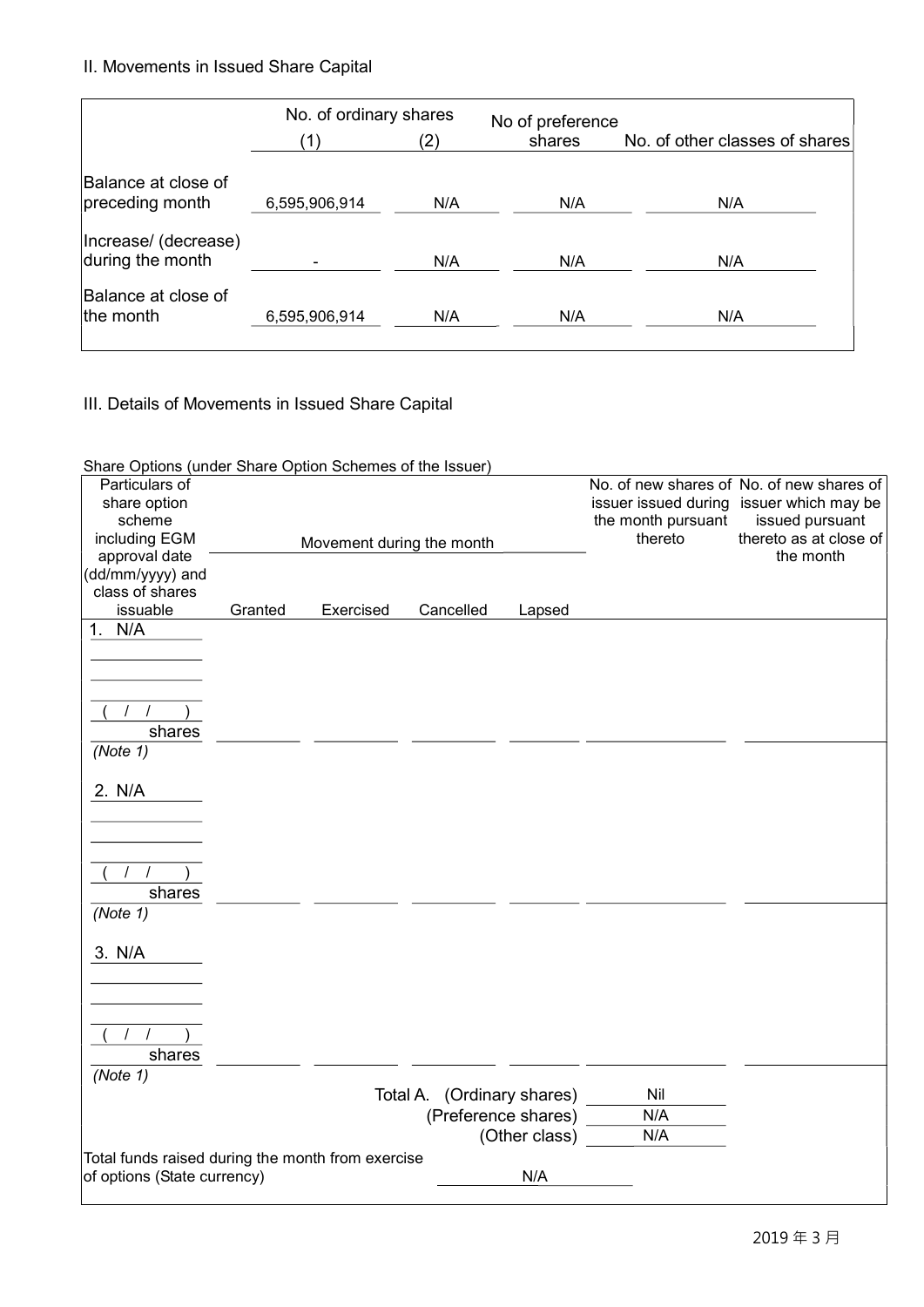## II. Movements in Issued Share Capital

| | No. of ordinary shares (1) | No. of ordinary shares (2) | No of preference shares | No. of other classes of shares |
|---|---|---|---|---|
| Balance at close of preceding month | 6,595,906,914 | N/A | N/A | N/A |
| Increase/ (decrease) during the month | - | N/A | N/A | N/A |
| Balance at close of the month | 6,595,906,914 | N/A | N/A | N/A |

## III. Details of Movements in Issued Share Capital

Share Options (under Share Option Schemes of the Issuer)

| Particulars of share option scheme including EGM approval date (dd/mm/yyyy) and class of shares issuable | Movement during the month | | | | No. of new shares of issuer issued during the month pursuant thereto | No. of new shares of issuer which may be issued pursuant thereto as at close of the month |
|---|---|---|---|---|---|---|
| | Granted | Exercised | Cancelled | Lapsed | | |
| 1. N/A<br>( / / )<br>shares<br>*(Note 1)* | | | | | | |
| 2. N/A<br>( / / )<br>shares<br>*(Note 1)* | | | | | | |
| 3. N/A<br>( / / )<br>shares<br>*(Note 1)* | | | | | | |
| | | | | Total A. (Ordinary shares) | Nil | |
| | | | | (Preference shares) | N/A | |
| | | | | (Other class) | N/A | |

Total funds raised during the month from exercise of options (State currency): N/A

2019 年 3 月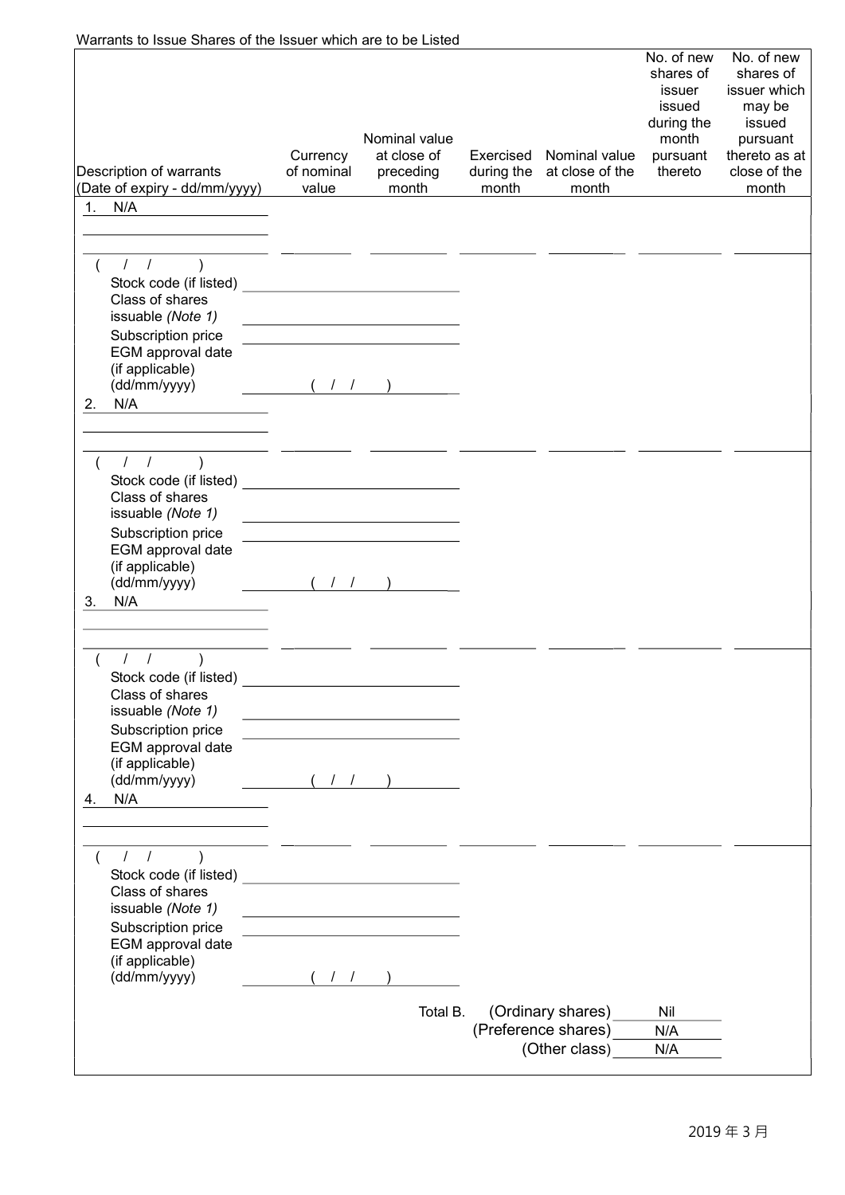Warrants to Issue Shares of the Issuer which are to be Listed

| Description of warrants (Date of expiry - dd/mm/yyyy) | Currency of nominal value | Nominal value at close of preceding month | Exercised during the month | Nominal value at close of the month | No. of new shares of issuer issued during the month pursuant thereto | No. of new shares of issuer which may be issued pursuant thereto as at close of the month |
| --- | --- | --- | --- | --- | --- | --- |
| 1. N/A ( / / ) Stock code (if listed) Class of shares issuable (Note 1) Subscription price EGM approval date (if applicable) (dd/mm/yyyy) ( / / ) | | | | | | |
| 2. N/A ( / / ) Stock code (if listed) Class of shares issuable (Note 1) Subscription price EGM approval date (if applicable) (dd/mm/yyyy) ( / / ) | | | | | | |
| 3. N/A ( / / ) Stock code (if listed) Class of shares issuable (Note 1) Subscription price EGM approval date (if applicable) (dd/mm/yyyy) ( / / ) | | | | | | |
| 4. N/A ( / / ) Stock code (if listed) Class of shares issuable (Note 1) Subscription price EGM approval date (if applicable) (dd/mm/yyyy) ( / / ) | | | | | | |
| | | | Total B. | (Ordinary shares) | Nil | |
| | | | | (Preference shares) | N/A | |
| | | | | (Other class) | N/A | |

2019 年 3 月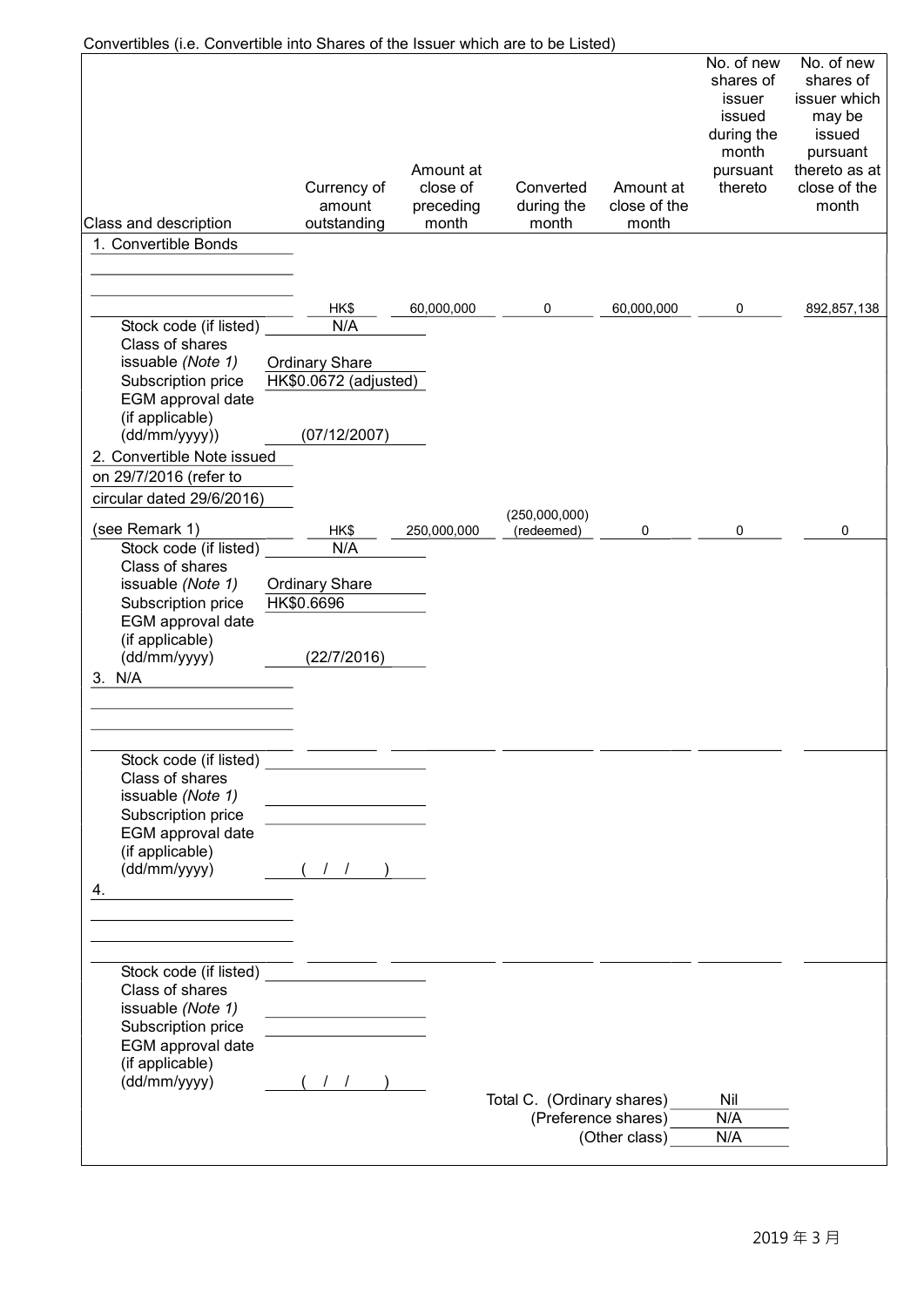Convertibles (i.e. Convertible into Shares of the Issuer which are to be Listed)

| Class and description | Currency of amount outstanding | Amount at close of preceding month | Converted during the month | Amount at close of the month | No. of new shares of issuer issued during the month pursuant thereto | No. of new shares of issuer which may be issued pursuant thereto as at close of the month |
|---|---|---|---|---|---|---|
| 1. Convertible Bonds | HK$ | 60,000,000 | 0 | 60,000,000 | 0 | 892,857,138 |
| Stock code (if listed) | N/A | | | | | |
| Class of shares issuable *(Note 1)* | Ordinary Share | | | | | |
| Subscription price | HK$0.0672 (adjusted) | | | | | |
| EGM approval date (if applicable) (dd/mm/yyyy)) | (07/12/2007) | | | | | |
| 2. Convertible Note issued on 29/7/2016 (refer to circular dated 29/6/2016) (see Remark 1) | HK$ | 250,000,000 | (250,000,000) (redeemed) | 0 | 0 | 0 |
| Stock code (if listed) | N/A | | | | | |
| Class of shares issuable *(Note 1)* | Ordinary Share | | | | | |
| Subscription price | HK$0.6696 | | | | | |
| EGM approval date (if applicable) (dd/mm/yyyy) | (22/7/2016) | | | | | |
| 3. N/A | | | | | | |
| Stock code (if listed) | | | | | | |
| Class of shares issuable *(Note 1)* | | | | | | |
| Subscription price | | | | | | |
| EGM approval date (if applicable) (dd/mm/yyyy) | ( / / ) | | | | | |
| 4. | | | | | | |
| Stock code (if listed) | | | | | | |
| Class of shares issuable *(Note 1)* | | | | | | |
| Subscription price | | | | | | |
| EGM approval date (if applicable) (dd/mm/yyyy) | ( / / ) | | | | | |

Total C. (Ordinary shares) Nil

(Preference shares) N/A

(Other class) N/A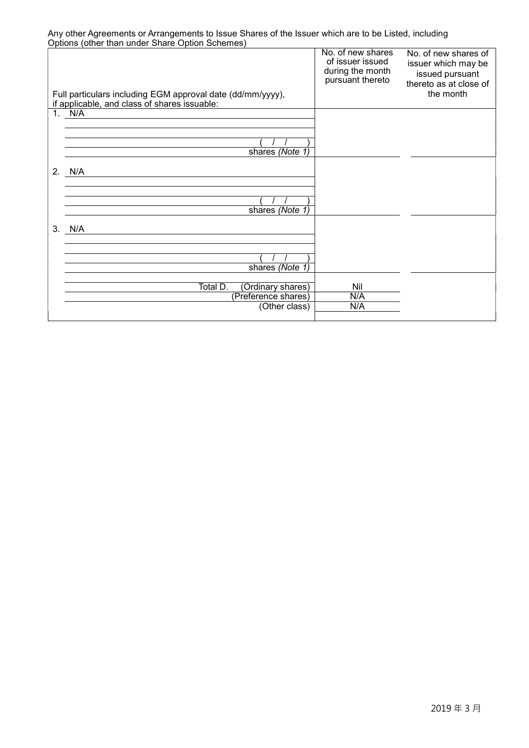Any other Agreements or Arrangements to Issue Shares of the Issuer which are to be Listed, including Options (other than under Share Option Schemes)

| Full particulars including EGM approval date (dd/mm/yyyy), if applicable, and class of shares issuable: | No. of new shares of issuer issued during the month pursuant thereto | No. of new shares of issuer which may be issued pursuant thereto as at close of the month |
|---|---|---|
| 1. N/A<br>( / / )<br>shares *(Note 1)* | | |
| 2. N/A<br>( / / )<br>shares *(Note 1)* | | |
| 3. N/A<br>( / / )<br>shares *(Note 1)* | | |
| Total D. (Ordinary shares) | Nil | |
| (Preference shares) | N/A | |
| (Other class) | N/A | |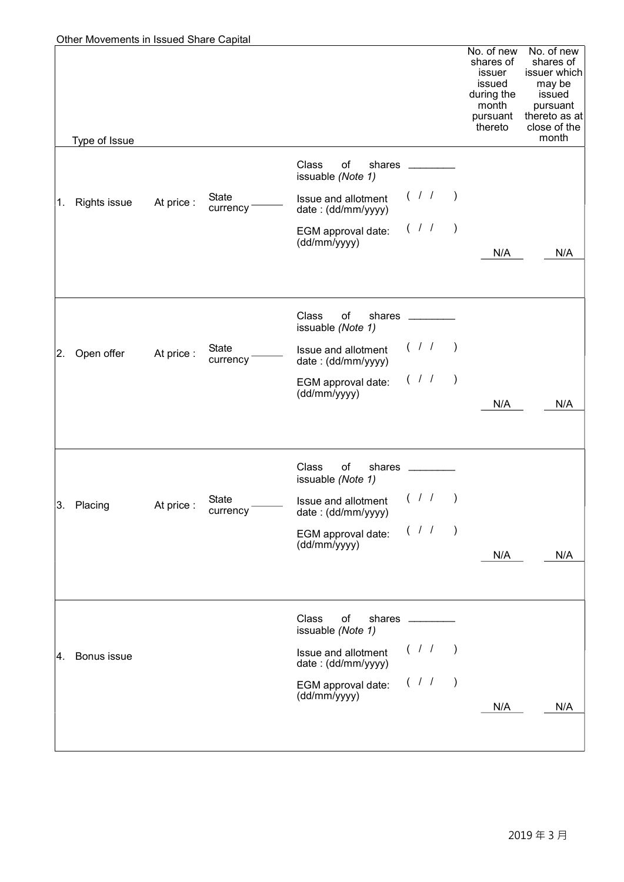Other Movements in Issued Share Capital

| Type of Issue | | | | No. of new shares of issuer issued during the month pursuant thereto | No. of new shares of issuer which may be issued pursuant thereto as at close of the month |
|---|---|---|---|---|---|
| 1. Rights issue | At price : | State currency ______ | Class of shares issuable *(Note 1)* ________<br>Issue and allotment date : (dd/mm/yyyy) ( / / )<br>EGM approval date: (dd/mm/yyyy) ( / / ) | N/A | N/A |
| 2. Open offer | At price : | State currency ______ | Class of shares issuable *(Note 1)* ________<br>Issue and allotment date : (dd/mm/yyyy) ( / / )<br>EGM approval date: (dd/mm/yyyy) ( / / ) | N/A | N/A |
| 3. Placing | At price : | State currency ______ | Class of shares issuable *(Note 1)* ________<br>Issue and allotment date : (dd/mm/yyyy) ( / / )<br>EGM approval date: (dd/mm/yyyy) ( / / ) | N/A | N/A |
| 4. Bonus issue | | | Class of shares issuable *(Note 1)* ________<br>Issue and allotment date : (dd/mm/yyyy) ( / / )<br>EGM approval date: (dd/mm/yyyy) ( / / ) | N/A | N/A |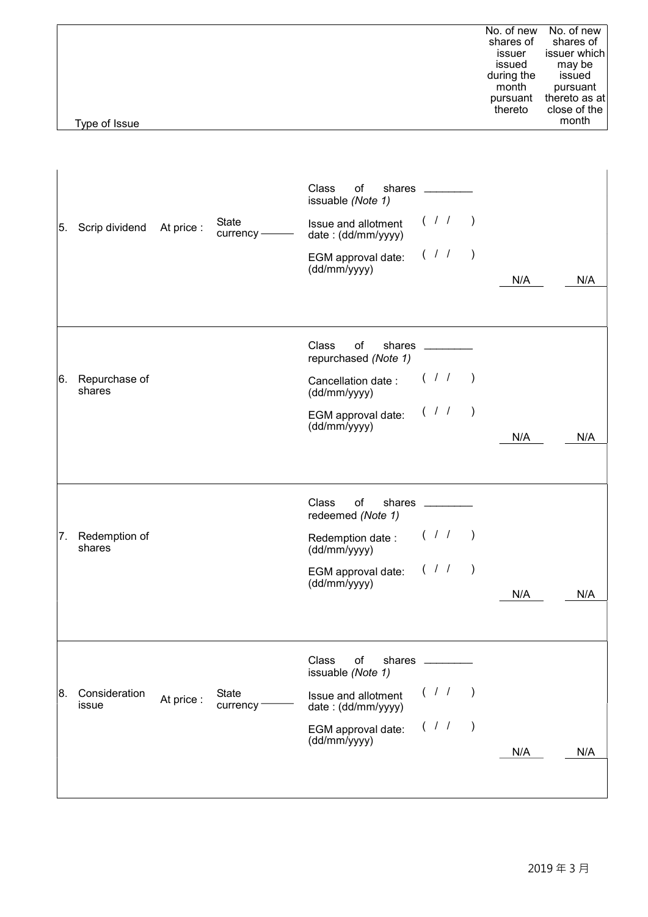| Type of Issue | | | | No. of new shares of issuer issued during the month pursuant thereto | No. of new shares of issuer which may be issued pursuant thereto as at close of the month |
|---|---|---|---|---|---|
| 5. Scrip dividend | At price : | State currency ______ | Class of shares issuable *(Note 1)* ________<br>Issue and allotment date : (dd/mm/yyyy) ( / / )<br>EGM approval date: (dd/mm/yyyy) ( / / ) | N/A | N/A |
| 6. Repurchase of shares | | | Class of shares repurchased *(Note 1)* ________<br>Cancellation date : (dd/mm/yyyy) ( / / )<br>EGM approval date: (dd/mm/yyyy) ( / / ) | N/A | N/A |
| 7. Redemption of shares | | | Class of shares redeemed *(Note 1)* ________<br>Redemption date : (dd/mm/yyyy) ( / / )<br>EGM approval date: (dd/mm/yyyy) ( / / ) | N/A | N/A |
| 8. Consideration issue | At price : | State currency ______ | Class of shares issuable *(Note 1)* ________<br>Issue and allotment date : (dd/mm/yyyy) ( / / )<br>EGM approval date: (dd/mm/yyyy) ( / / ) | N/A | N/A |

2019 年 3 月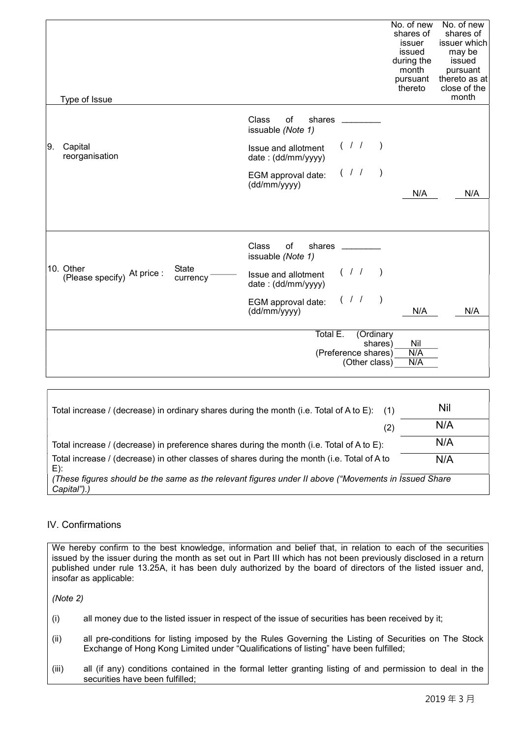| Type of Issue | | | | No. of new shares of issuer issued during the month pursuant thereto | No. of new shares of issuer which may be issued pursuant thereto as at close of the month |
|---|---|---|---|---|---|
| 9. Capital reorganisation | | | Class of shares issuable *(Note 1)* ________<br>Issue and allotment date : (dd/mm/yyyy) ( / / )<br>EGM approval date: (dd/mm/yyyy) ( / / ) | N/A | N/A |
| 10. Other (Please specify) | At price : | State currency ______ | Class of shares issuable *(Note 1)* ________<br>Issue and allotment date : (dd/mm/yyyy) ( / / )<br>EGM approval date: (dd/mm/yyyy) ( / / ) | N/A | N/A |
| | | | Total E. (Ordinary shares) | Nil | |
| | | | (Preference shares) | N/A | |
| | | | (Other class) | N/A | |

| | | |
|---|---|---|
| Total increase / (decrease) in ordinary shares during the month (i.e. Total of A to E): | (1) | Nil |
| | (2) | N/A |
| Total increase / (decrease) in preference shares during the month (i.e. Total of A to E): | | N/A |
| Total increase / (decrease) in other classes of shares during the month (i.e. Total of A to E): | | N/A |

*(These figures should be the same as the relevant figures under II above ("Movements in Issued Share Capital").)*

## IV. Confirmations

We hereby confirm to the best knowledge, information and belief that, in relation to each of the securities issued by the issuer during the month as set out in Part III which has not been previously disclosed in a return published under rule 13.25A, it has been duly authorized by the board of directors of the listed issuer and, insofar as applicable:

*(Note 2)*

(i) all money due to the listed issuer in respect of the issue of securities has been received by it;

(ii) all pre-conditions for listing imposed by the Rules Governing the Listing of Securities on The Stock Exchange of Hong Kong Limited under "Qualifications of listing" have been fulfilled;

(iii) all (if any) conditions contained in the formal letter granting listing of and permission to deal in the securities have been fulfilled;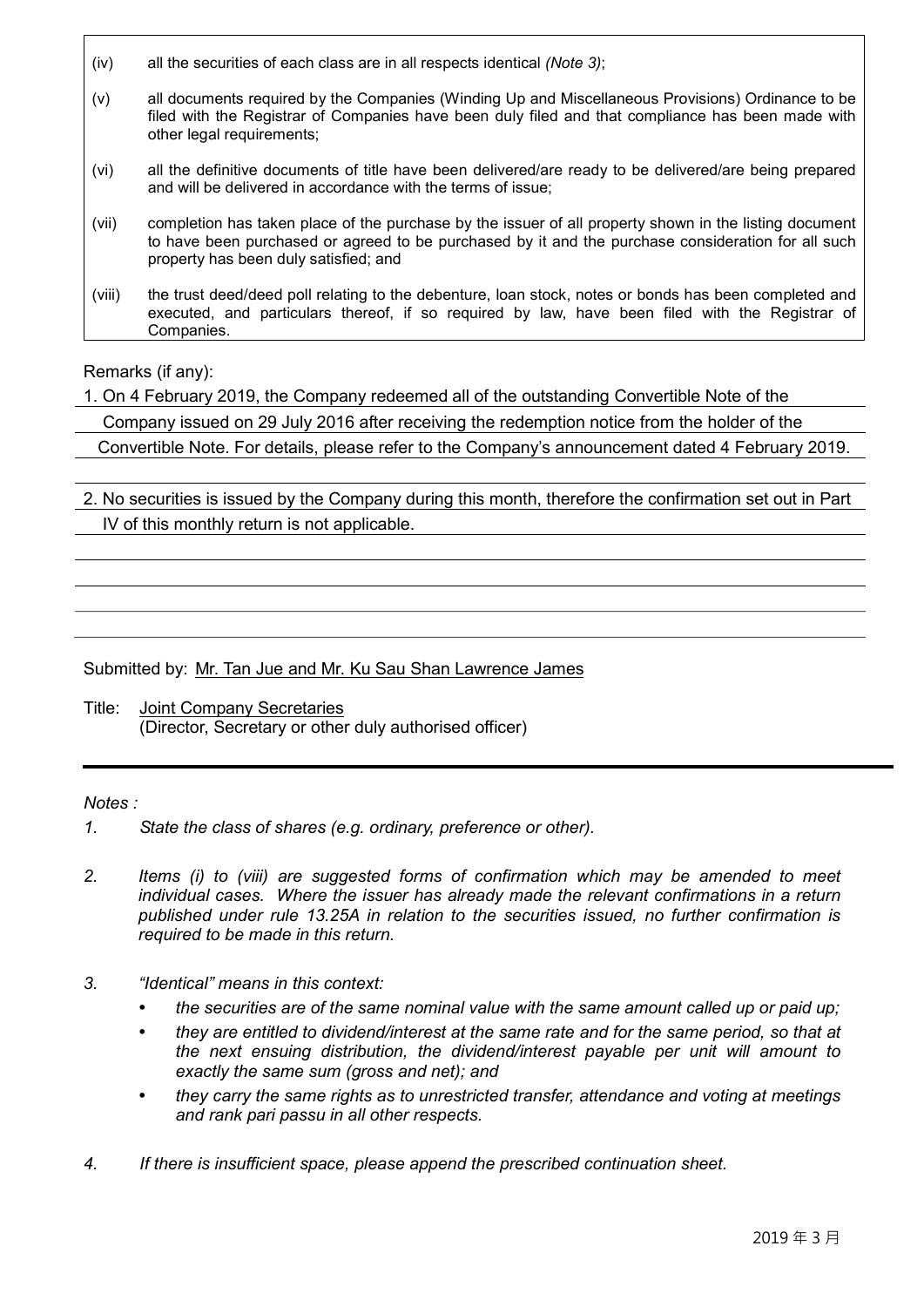(iv) all the securities of each class are in all respects identical *(Note 3)*;

(v) all documents required by the Companies (Winding Up and Miscellaneous Provisions) Ordinance to be filed with the Registrar of Companies have been duly filed and that compliance has been made with other legal requirements;

(vi) all the definitive documents of title have been delivered/are ready to be delivered/are being prepared and will be delivered in accordance with the terms of issue;

(vii) completion has taken place of the purchase by the issuer of all property shown in the listing document to have been purchased or agreed to be purchased by it and the purchase consideration for all such property has been duly satisfied; and

(viii) the trust deed/deed poll relating to the debenture, loan stock, notes or bonds has been completed and executed, and particulars thereof, if so required by law, have been filed with the Registrar of Companies.

Remarks (if any):

1. On 4 February 2019, the Company redeemed all of the outstanding Convertible Note of the Company issued on 29 July 2016 after receiving the redemption notice from the holder of the Convertible Note. For details, please refer to the Company's announcement dated 4 February 2019.

2. No securities is issued by the Company during this month, therefore the confirmation set out in Part IV of this monthly return is not applicable.

Submitted by: Mr. Tan Jue and Mr. Ku Sau Shan Lawrence James

Title: Joint Company Secretaries
(Director, Secretary or other duly authorised officer)

*Notes :*

1. *State the class of shares (e.g. ordinary, preference or other).*

2. *Items (i) to (viii) are suggested forms of confirmation which may be amended to meet individual cases. Where the issuer has already made the relevant confirmations in a return published under rule 13.25A in relation to the securities issued, no further confirmation is required to be made in this return.*

3. *"Identical" means in this context:*
   - *the securities are of the same nominal value with the same amount called up or paid up;*
   - *they are entitled to dividend/interest at the same rate and for the same period, so that at the next ensuing distribution, the dividend/interest payable per unit will amount to exactly the same sum (gross and net); and*
   - *they carry the same rights as to unrestricted transfer, attendance and voting at meetings and rank pari passu in all other respects.*

4. *If there is insufficient space, please append the prescribed continuation sheet.*

2019 年 3 月